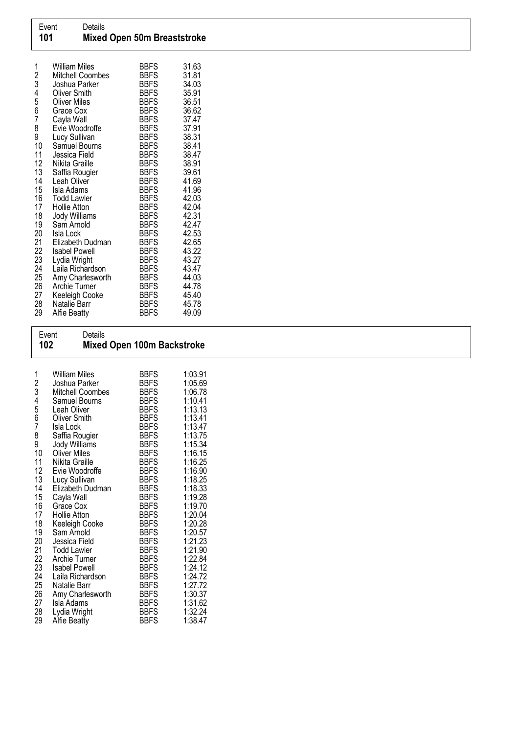Event Details
## 101 Mixed Open 50m Breaststroke

| | | | |
|---|---|---|---|
| 1 | William Miles | BBFS | 31.63 |
| 2 | Mitchell Coombes | BBFS | 31.81 |
| 3 | Joshua Parker | BBFS | 34.03 |
| 4 | Oliver Smith | BBFS | 35.91 |
| 5 | Oliver Miles | BBFS | 36.51 |
| 6 | Grace Cox | BBFS | 36.62 |
| 7 | Cayla Wall | BBFS | 37.47 |
| 8 | Evie Woodroffe | BBFS | 37.91 |
| 9 | Lucy Sullivan | BBFS | 38.31 |
| 10 | Samuel Bourns | BBFS | 38.41 |
| 11 | Jessica Field | BBFS | 38.47 |
| 12 | Nikita Graille | BBFS | 38.91 |
| 13 | Saffia Rougier | BBFS | 39.61 |
| 14 | Leah Oliver | BBFS | 41.69 |
| 15 | Isla Adams | BBFS | 41.96 |
| 16 | Todd Lawler | BBFS | 42.03 |
| 17 | Hollie Atton | BBFS | 42.04 |
| 18 | Jody Williams | BBFS | 42.31 |
| 19 | Sam Arnold | BBFS | 42.47 |
| 20 | Isla Lock | BBFS | 42.53 |
| 21 | Elizabeth Dudman | BBFS | 42.65 |
| 22 | Isabel Powell | BBFS | 43.22 |
| 23 | Lydia Wright | BBFS | 43.27 |
| 24 | Laila Richardson | BBFS | 43.47 |
| 25 | Amy Charlesworth | BBFS | 44.03 |
| 26 | Archie Turner | BBFS | 44.78 |
| 27 | Keeleigh Cooke | BBFS | 45.40 |
| 28 | Natalie Barr | BBFS | 45.78 |
| 29 | Alfie Beatty | BBFS | 49.09 |

Event Details
## 102 Mixed Open 100m Backstroke

| | | | |
|---|---|---|---|
| 1 | William Miles | BBFS | 1:03.91 |
| 2 | Joshua Parker | BBFS | 1:05.69 |
| 3 | Mitchell Coombes | BBFS | 1:06.78 |
| 4 | Samuel Bourns | BBFS | 1:10.41 |
| 5 | Leah Oliver | BBFS | 1:13.13 |
| 6 | Oliver Smith | BBFS | 1:13.41 |
| 7 | Isla Lock | BBFS | 1:13.47 |
| 8 | Saffia Rougier | BBFS | 1:13.75 |
| 9 | Jody Williams | BBFS | 1:15.34 |
| 10 | Oliver Miles | BBFS | 1:16.15 |
| 11 | Nikita Graille | BBFS | 1:16.25 |
| 12 | Evie Woodroffe | BBFS | 1:16.90 |
| 13 | Lucy Sullivan | BBFS | 1:18.25 |
| 14 | Elizabeth Dudman | BBFS | 1:18.33 |
| 15 | Cayla Wall | BBFS | 1:19.28 |
| 16 | Grace Cox | BBFS | 1:19.70 |
| 17 | Hollie Atton | BBFS | 1:20.04 |
| 18 | Keeleigh Cooke | BBFS | 1:20.28 |
| 19 | Sam Arnold | BBFS | 1:20.57 |
| 20 | Jessica Field | BBFS | 1:21.23 |
| 21 | Todd Lawler | BBFS | 1:21.90 |
| 22 | Archie Turner | BBFS | 1:22.84 |
| 23 | Isabel Powell | BBFS | 1:24.12 |
| 24 | Laila Richardson | BBFS | 1:24.72 |
| 25 | Natalie Barr | BBFS | 1:27.72 |
| 26 | Amy Charlesworth | BBFS | 1:30.37 |
| 27 | Isla Adams | BBFS | 1:31.62 |
| 28 | Lydia Wright | BBFS | 1:32.24 |
| 29 | Alfie Beatty | BBFS | 1:38.47 |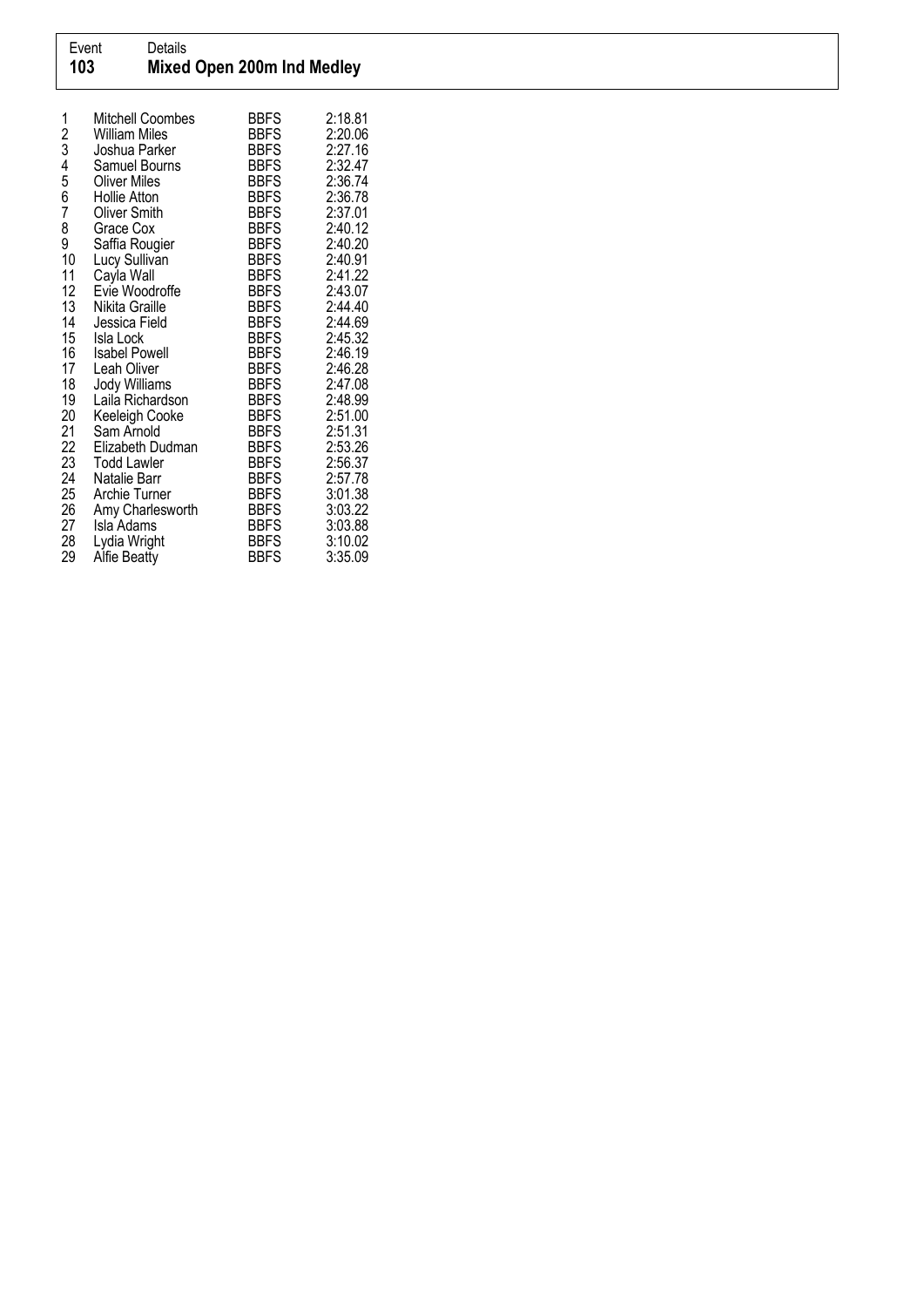Event 103 — Details: **Mixed Open 200m Ind Medley**

| | | | |
|---|---|---|---|
| 1 | Mitchell Coombes | BBFS | 2:18.81 |
| 2 | William Miles | BBFS | 2:20.06 |
| 3 | Joshua Parker | BBFS | 2:27.16 |
| 4 | Samuel Bourns | BBFS | 2:32.47 |
| 5 | Oliver Miles | BBFS | 2:36.74 |
| 6 | Hollie Atton | BBFS | 2:36.78 |
| 7 | Oliver Smith | BBFS | 2:37.01 |
| 8 | Grace Cox | BBFS | 2:40.12 |
| 9 | Saffia Rougier | BBFS | 2:40.20 |
| 10 | Lucy Sullivan | BBFS | 2:40.91 |
| 11 | Cayla Wall | BBFS | 2:41.22 |
| 12 | Evie Woodroffe | BBFS | 2:43.07 |
| 13 | Nikita Graille | BBFS | 2:44.40 |
| 14 | Jessica Field | BBFS | 2:44.69 |
| 15 | Isla Lock | BBFS | 2:45.32 |
| 16 | Isabel Powell | BBFS | 2:46.19 |
| 17 | Leah Oliver | BBFS | 2:46.28 |
| 18 | Jody Williams | BBFS | 2:47.08 |
| 19 | Laila Richardson | BBFS | 2:48.99 |
| 20 | Keeleigh Cooke | BBFS | 2:51.00 |
| 21 | Sam Arnold | BBFS | 2:51.31 |
| 22 | Elizabeth Dudman | BBFS | 2:53.26 |
| 23 | Todd Lawler | BBFS | 2:56.37 |
| 24 | Natalie Barr | BBFS | 2:57.78 |
| 25 | Archie Turner | BBFS | 3:01.38 |
| 26 | Amy Charlesworth | BBFS | 3:03.22 |
| 27 | Isla Adams | BBFS | 3:03.88 |
| 28 | Lydia Wright | BBFS | 3:10.02 |
| 29 | Alfie Beatty | BBFS | 3:35.09 |